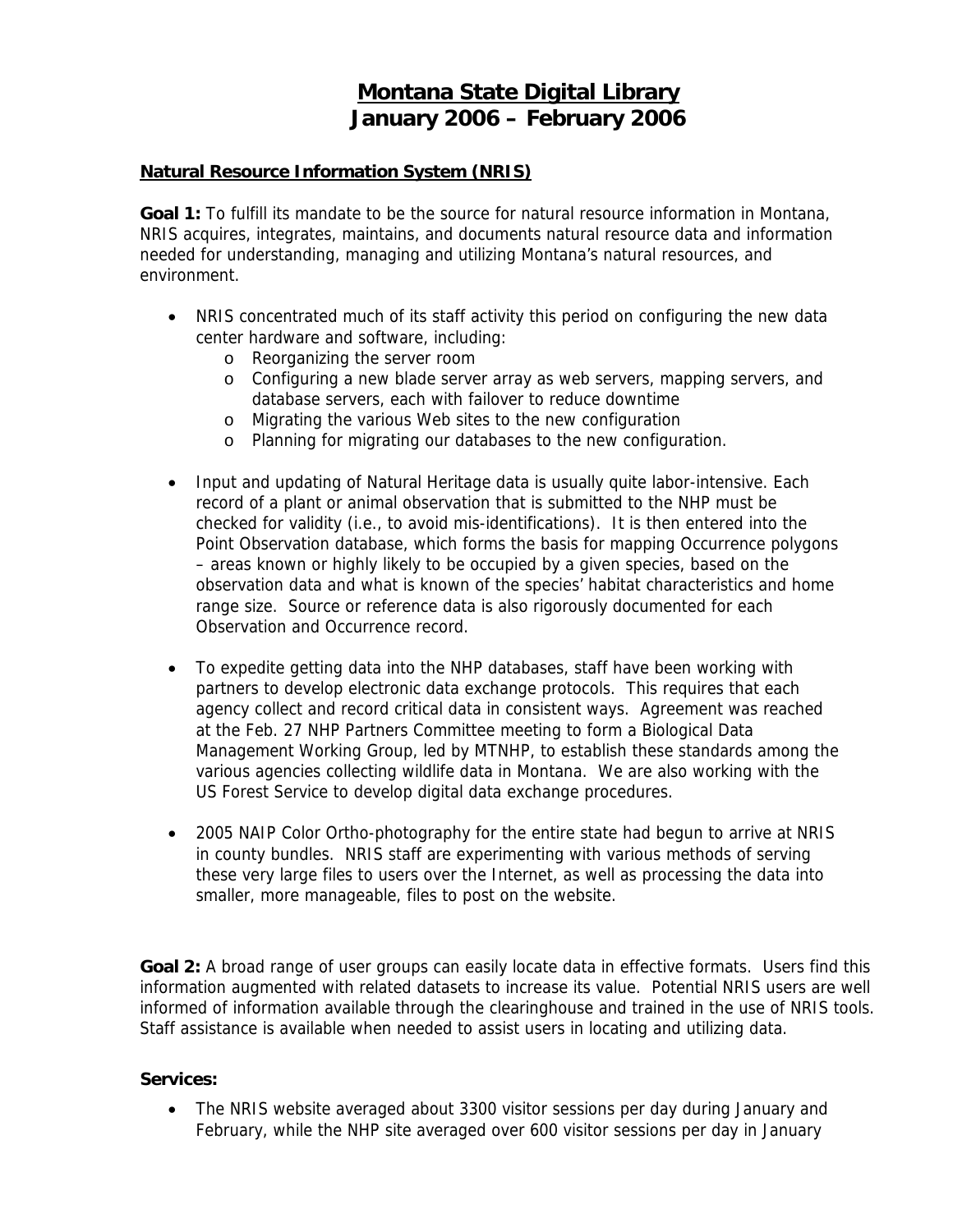# Montana State Digital Library
# January 2006 – February 2006

## Natural Resource Information System (NRIS)

**Goal 1:** To fulfill its mandate to be the source for natural resource information in Montana, NRIS acquires, integrates, maintains, and documents natural resource data and information needed for understanding, managing and utilizing Montana's natural resources, and environment.

- NRIS concentrated much of its staff activity this period on configuring the new data center hardware and software, including:
  - Reorganizing the server room
  - Configuring a new blade server array as web servers, mapping servers, and database servers, each with failover to reduce downtime
  - Migrating the various Web sites to the new configuration
  - Planning for migrating our databases to the new configuration.
- Input and updating of Natural Heritage data is usually quite labor-intensive. Each record of a plant or animal observation that is submitted to the NHP must be checked for validity (i.e., to avoid mis-identifications). It is then entered into the Point Observation database, which forms the basis for mapping Occurrence polygons – areas known or highly likely to be occupied by a given species, based on the observation data and what is known of the species' habitat characteristics and home range size. Source or reference data is also rigorously documented for each Observation and Occurrence record.
- To expedite getting data into the NHP databases, staff have been working with partners to develop electronic data exchange protocols. This requires that each agency collect and record critical data in consistent ways. Agreement was reached at the Feb. 27 NHP Partners Committee meeting to form a Biological Data Management Working Group, led by MTNHP, to establish these standards among the various agencies collecting wildlife data in Montana. We are also working with the US Forest Service to develop digital data exchange procedures.
- 2005 NAIP Color Ortho-photography for the entire state had begun to arrive at NRIS in county bundles. NRIS staff are experimenting with various methods of serving these very large files to users over the Internet, as well as processing the data into smaller, more manageable, files to post on the website.

**Goal 2:** A broad range of user groups can easily locate data in effective formats. Users find this information augmented with related datasets to increase its value. Potential NRIS users are well informed of information available through the clearinghouse and trained in the use of NRIS tools. Staff assistance is available when needed to assist users in locating and utilizing data.

**Services:**

- The NRIS website averaged about 3300 visitor sessions per day during January and February, while the NHP site averaged over 600 visitor sessions per day in January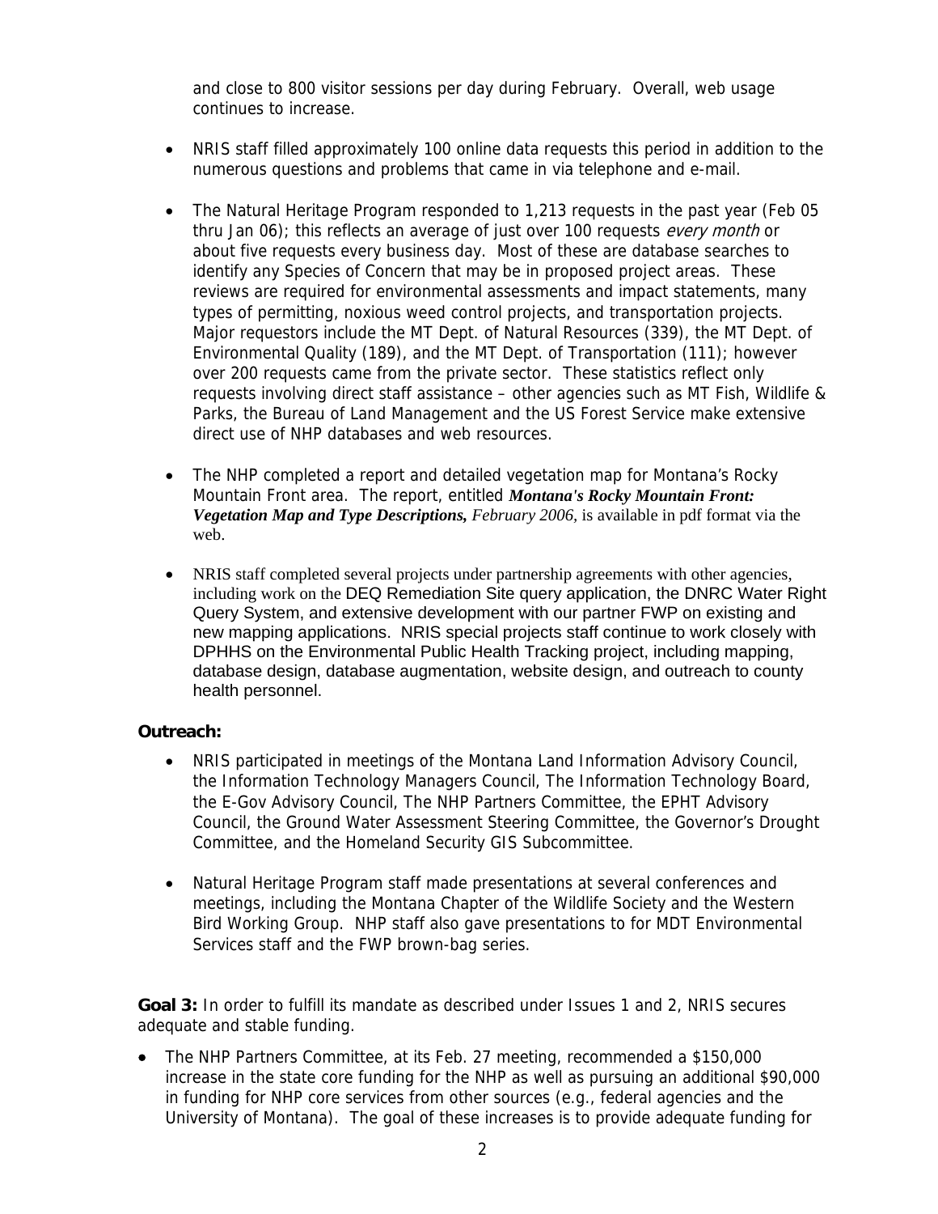and close to 800 visitor sessions per day during February. Overall, web usage continues to increase.

- NRIS staff filled approximately 100 online data requests this period in addition to the numerous questions and problems that came in via telephone and e-mail.

- The Natural Heritage Program responded to 1,213 requests in the past year (Feb 05 thru Jan 06); this reflects an average of just over 100 requests *every month* or about five requests every business day. Most of these are database searches to identify any Species of Concern that may be in proposed project areas. These reviews are required for environmental assessments and impact statements, many types of permitting, noxious weed control projects, and transportation projects. Major requestors include the MT Dept. of Natural Resources (339), the MT Dept. of Environmental Quality (189), and the MT Dept. of Transportation (111); however over 200 requests came from the private sector. These statistics reflect only requests involving direct staff assistance – other agencies such as MT Fish, Wildlife & Parks, the Bureau of Land Management and the US Forest Service make extensive direct use of NHP databases and web resources.

- The NHP completed a report and detailed vegetation map for Montana's Rocky Mountain Front area. The report, entitled ***Montana's Rocky Mountain Front: Vegetation Map and Type Descriptions,*** *February 2006*, is available in pdf format via the web.

- NRIS staff completed several projects under partnership agreements with other agencies, including work on the DEQ Remediation Site query application, the DNRC Water Right Query System, and extensive development with our partner FWP on existing and new mapping applications. NRIS special projects staff continue to work closely with DPHHS on the Environmental Public Health Tracking project, including mapping, database design, database augmentation, website design, and outreach to county health personnel.

**Outreach:**

- NRIS participated in meetings of the Montana Land Information Advisory Council, the Information Technology Managers Council, The Information Technology Board, the E-Gov Advisory Council, The NHP Partners Committee, the EPHT Advisory Council, the Ground Water Assessment Steering Committee, the Governor's Drought Committee, and the Homeland Security GIS Subcommittee.

- Natural Heritage Program staff made presentations at several conferences and meetings, including the Montana Chapter of the Wildlife Society and the Western Bird Working Group. NHP staff also gave presentations to for MDT Environmental Services staff and the FWP brown-bag series.

**Goal 3:** In order to fulfill its mandate as described under Issues 1 and 2, NRIS secures adequate and stable funding.

- The NHP Partners Committee, at its Feb. 27 meeting, recommended a $150,000 increase in the state core funding for the NHP as well as pursuing an additional $90,000 in funding for NHP core services from other sources (e.g., federal agencies and the University of Montana). The goal of these increases is to provide adequate funding for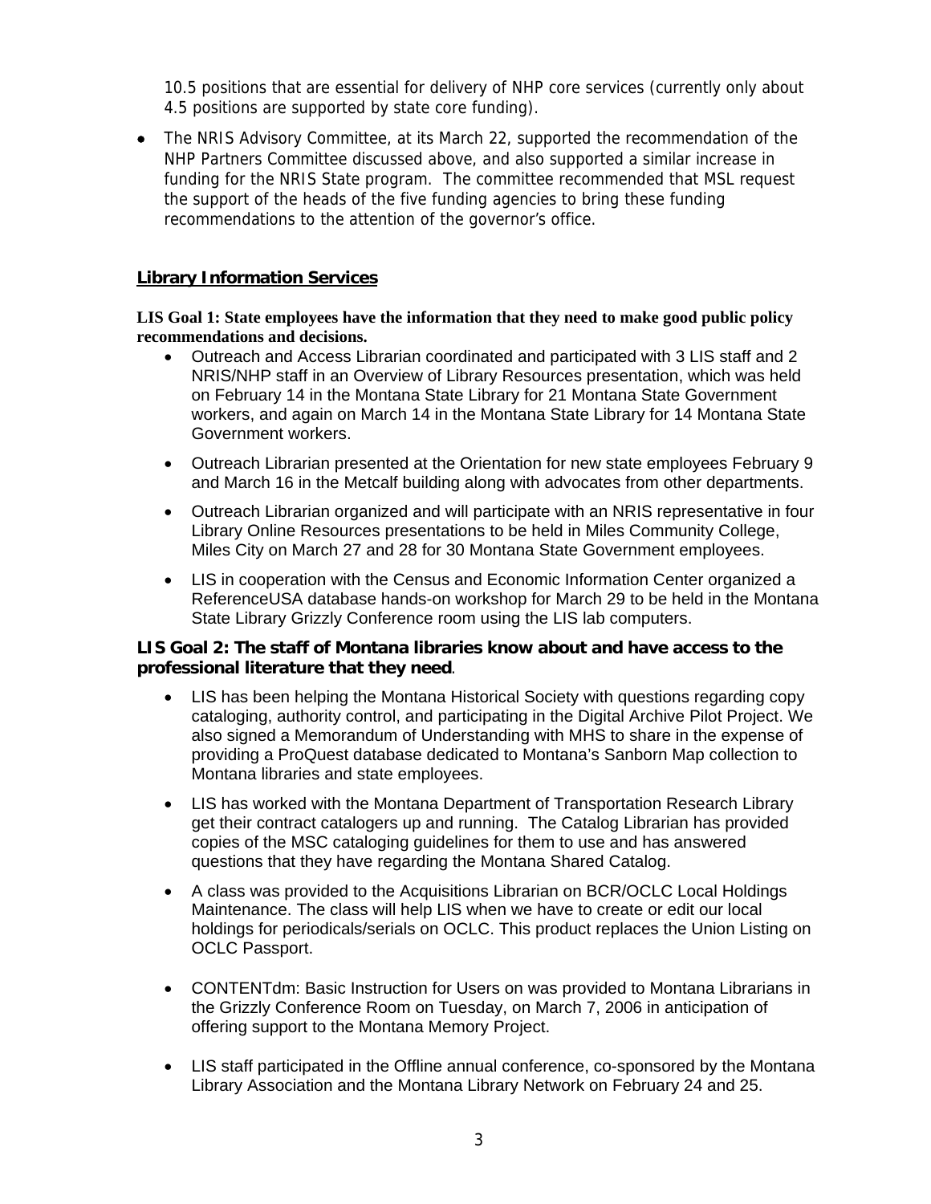10.5 positions that are essential for delivery of NHP core services (currently only about 4.5 positions are supported by state core funding).

- The NRIS Advisory Committee, at its March 22, supported the recommendation of the NHP Partners Committee discussed above, and also supported a similar increase in funding for the NRIS State program. The committee recommended that MSL request the support of the heads of the five funding agencies to bring these funding recommendations to the attention of the governor's office.

## Library Information Services

**LIS Goal 1: State employees have the information that they need to make good public policy recommendations and decisions.**

- Outreach and Access Librarian coordinated and participated with 3 LIS staff and 2 NRIS/NHP staff in an Overview of Library Resources presentation, which was held on February 14 in the Montana State Library for 21 Montana State Government workers, and again on March 14 in the Montana State Library for 14 Montana State Government workers.
- Outreach Librarian presented at the Orientation for new state employees February 9 and March 16 in the Metcalf building along with advocates from other departments.
- Outreach Librarian organized and will participate with an NRIS representative in four Library Online Resources presentations to be held in Miles Community College, Miles City on March 27 and 28 for 30 Montana State Government employees.
- LIS in cooperation with the Census and Economic Information Center organized a ReferenceUSA database hands-on workshop for March 29 to be held in the Montana State Library Grizzly Conference room using the LIS lab computers.

**LIS Goal 2: The staff of Montana libraries know about and have access to the professional literature that they need**.

- LIS has been helping the Montana Historical Society with questions regarding copy cataloging, authority control, and participating in the Digital Archive Pilot Project. We also signed a Memorandum of Understanding with MHS to share in the expense of providing a ProQuest database dedicated to Montana's Sanborn Map collection to Montana libraries and state employees.
- LIS has worked with the Montana Department of Transportation Research Library get their contract catalogers up and running. The Catalog Librarian has provided copies of the MSC cataloging guidelines for them to use and has answered questions that they have regarding the Montana Shared Catalog.
- A class was provided to the Acquisitions Librarian on BCR/OCLC Local Holdings Maintenance. The class will help LIS when we have to create or edit our local holdings for periodicals/serials on OCLC. This product replaces the Union Listing on OCLC Passport.
- CONTENTdm: Basic Instruction for Users on was provided to Montana Librarians in the Grizzly Conference Room on Tuesday, on March 7, 2006 in anticipation of offering support to the Montana Memory Project.
- LIS staff participated in the Offline annual conference, co-sponsored by the Montana Library Association and the Montana Library Network on February 24 and 25.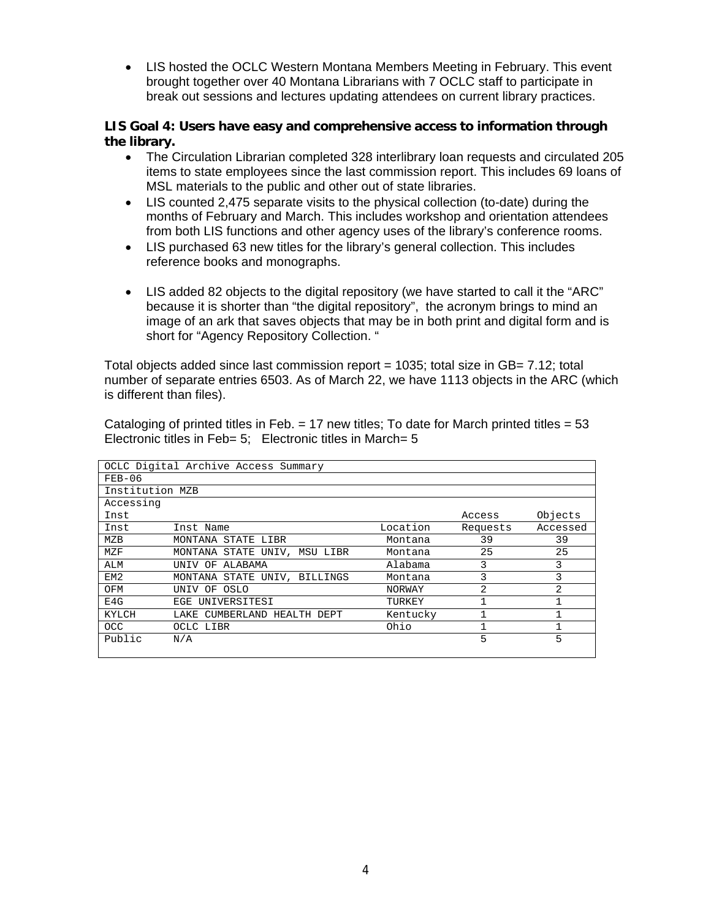- LIS hosted the OCLC Western Montana Members Meeting in February. This event brought together over 40 Montana Librarians with 7 OCLC staff to participate in break out sessions and lectures updating attendees on current library practices.

**LIS Goal 4: Users have easy and comprehensive access to information through the library.**

- The Circulation Librarian completed 328 interlibrary loan requests and circulated 205 items to state employees since the last commission report. This includes 69 loans of MSL materials to the public and other out of state libraries.
- LIS counted 2,475 separate visits to the physical collection (to-date) during the months of February and March. This includes workshop and orientation attendees from both LIS functions and other agency uses of the library's conference rooms.
- LIS purchased 63 new titles for the library's general collection. This includes reference books and monographs.
- LIS added 82 objects to the digital repository (we have started to call it the "ARC" because it is shorter than "the digital repository", the acronym brings to mind an image of an ark that saves objects that may be in both print and digital form and is short for "Agency Repository Collection. "

Total objects added since last commission report = 1035; total size in GB= 7.12; total number of separate entries 6503. As of March 22, we have 1113 objects in the ARC (which is different than files).

Cataloging of printed titles in Feb. = 17 new titles; To date for March printed titles = 53
Electronic titles in Feb= 5; Electronic titles in March= 5

| OCLC Digital Archive Access Summary | | | | |
|---|---|---|---|---|
| FEB-06 | | | | |
| Institution MZB | | | | |
| Accessing Inst | | | Access | Objects |
| Inst | Inst Name | Location | Requests | Accessed |
| MZB | MONTANA STATE LIBR | Montana | 39 | 39 |
| MZF | MONTANA STATE UNIV, MSU LIBR | Montana | 25 | 25 |
| ALM | UNIV OF ALABAMA | Alabama | 3 | 3 |
| EM2 | MONTANA STATE UNIV, BILLINGS | Montana | 3 | 3 |
| OFM | UNIV OF OSLO | NORWAY | 2 | 2 |
| E4G | EGE UNIVERSITESI | TURKEY | 1 | 1 |
| KYLCH | LAKE CUMBERLAND HEALTH DEPT | Kentucky | 1 | 1 |
| OCC | OCLC LIBR | Ohio | 1 | 1 |
| Public | N/A | | 5 | 5 |